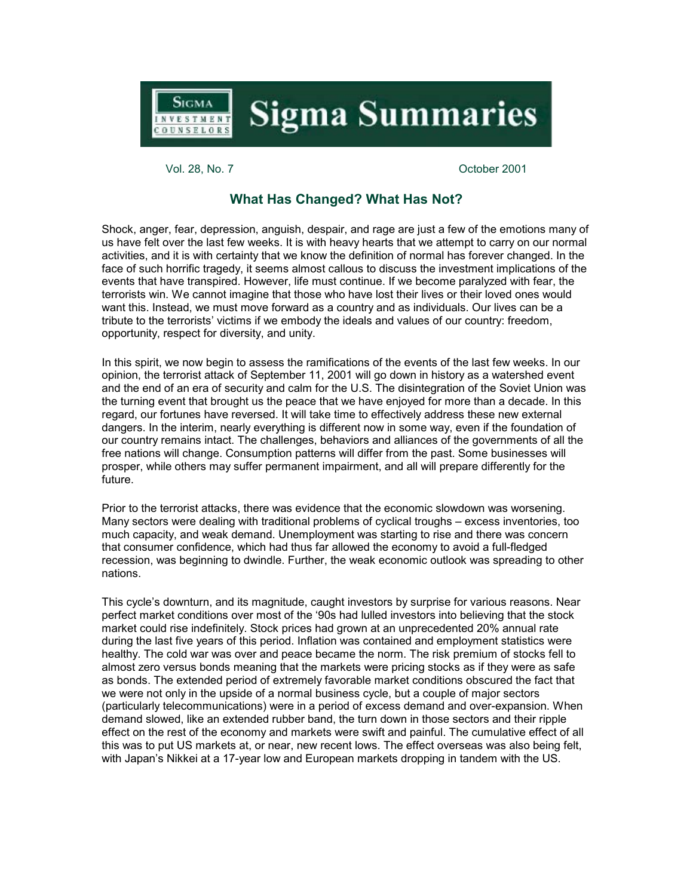# Sigma Summaries

Vol. 28, No. 7 October 2001

## What Has Changed? What Has Not?

Shock, anger, fear, depression, anguish, despair, and rage are just a few of the emotions many of us have felt over the last few weeks. It is with heavy hearts that we attempt to carry on our normal activities, and it is with certainty that we know the definition of normal has forever changed. In the face of such horrific tragedy, it seems almost callous to discuss the investment implications of the events that have transpired. However, life must continue. If we become paralyzed with fear, the terrorists win. We cannot imagine that those who have lost their lives or their loved ones would want this. Instead, we must move forward as a country and as individuals. Our lives can be a tribute to the terrorists' victims if we embody the ideals and values of our country: freedom, opportunity, respect for diversity, and unity.

In this spirit, we now begin to assess the ramifications of the events of the last few weeks. In our opinion, the terrorist attack of September 11, 2001 will go down in history as a watershed event and the end of an era of security and calm for the U.S. The disintegration of the Soviet Union was the turning event that brought us the peace that we have enjoyed for more than a decade. In this regard, our fortunes have reversed. It will take time to effectively address these new external dangers. In the interim, nearly everything is different now in some way, even if the foundation of our country remains intact. The challenges, behaviors and alliances of the governments of all the free nations will change. Consumption patterns will differ from the past. Some businesses will prosper, while others may suffer permanent impairment, and all will prepare differently for the future.

Prior to the terrorist attacks, there was evidence that the economic slowdown was worsening. Many sectors were dealing with traditional problems of cyclical troughs – excess inventories, too much capacity, and weak demand. Unemployment was starting to rise and there was concern that consumer confidence, which had thus far allowed the economy to avoid a full-fledged recession, was beginning to dwindle. Further, the weak economic outlook was spreading to other nations.

This cycle's downturn, and its magnitude, caught investors by surprise for various reasons. Near perfect market conditions over most of the '90s had lulled investors into believing that the stock market could rise indefinitely. Stock prices had grown at an unprecedented 20% annual rate during the last five years of this period. Inflation was contained and employment statistics were healthy. The cold war was over and peace became the norm. The risk premium of stocks fell to almost zero versus bonds meaning that the markets were pricing stocks as if they were as safe as bonds. The extended period of extremely favorable market conditions obscured the fact that we were not only in the upside of a normal business cycle, but a couple of major sectors (particularly telecommunications) were in a period of excess demand and over-expansion. When demand slowed, like an extended rubber band, the turn down in those sectors and their ripple effect on the rest of the economy and markets were swift and painful. The cumulative effect of all this was to put US markets at, or near, new recent lows. The effect overseas was also being felt, with Japan's Nikkei at a 17-year low and European markets dropping in tandem with the US.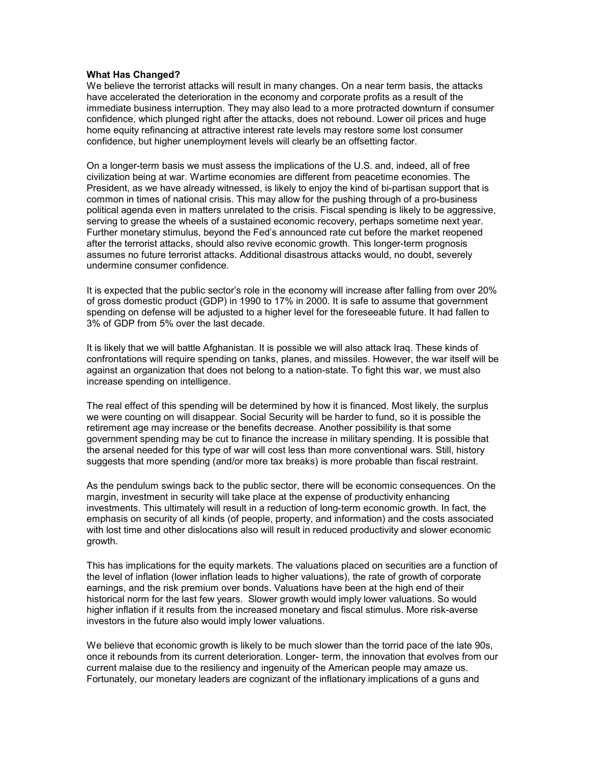**What Has Changed?**

We believe the terrorist attacks will result in many changes. On a near term basis, the attacks have accelerated the deterioration in the economy and corporate profits as a result of the immediate business interruption. They may also lead to a more protracted downturn if consumer confidence, which plunged right after the attacks, does not rebound. Lower oil prices and huge home equity refinancing at attractive interest rate levels may restore some lost consumer confidence, but higher unemployment levels will clearly be an offsetting factor.

On a longer-term basis we must assess the implications of the U.S. and, indeed, all of free civilization being at war. Wartime economies are different from peacetime economies. The President, as we have already witnessed, is likely to enjoy the kind of bi-partisan support that is common in times of national crisis. This may allow for the pushing through of a pro-business political agenda even in matters unrelated to the crisis. Fiscal spending is likely to be aggressive, serving to grease the wheels of a sustained economic recovery, perhaps sometime next year. Further monetary stimulus, beyond the Fed's announced rate cut before the market reopened after the terrorist attacks, should also revive economic growth. This longer-term prognosis assumes no future terrorist attacks. Additional disastrous attacks would, no doubt, severely undermine consumer confidence.

It is expected that the public sector's role in the economy will increase after falling from over 20% of gross domestic product (GDP) in 1990 to 17% in 2000. It is safe to assume that government spending on defense will be adjusted to a higher level for the foreseeable future. It had fallen to 3% of GDP from 5% over the last decade.

It is likely that we will battle Afghanistan. It is possible we will also attack Iraq. These kinds of confrontations will require spending on tanks, planes, and missiles. However, the war itself will be against an organization that does not belong to a nation-state. To fight this war, we must also increase spending on intelligence.

The real effect of this spending will be determined by how it is financed. Most likely, the surplus we were counting on will disappear. Social Security will be harder to fund, so it is possible the retirement age may increase or the benefits decrease. Another possibility is that some government spending may be cut to finance the increase in military spending. It is possible that the arsenal needed for this type of war will cost less than more conventional wars. Still, history suggests that more spending (and/or more tax breaks) is more probable than fiscal restraint.

As the pendulum swings back to the public sector, there will be economic consequences. On the margin, investment in security will take place at the expense of productivity enhancing investments. This ultimately will result in a reduction of long-term economic growth. In fact, the emphasis on security of all kinds (of people, property, and information) and the costs associated with lost time and other dislocations also will result in reduced productivity and slower economic growth.

This has implications for the equity markets. The valuations placed on securities are a function of the level of inflation (lower inflation leads to higher valuations), the rate of growth of corporate earnings, and the risk premium over bonds. Valuations have been at the high end of their historical norm for the last few years. Slower growth would imply lower valuations. So would higher inflation if it results from the increased monetary and fiscal stimulus. More risk-averse investors in the future also would imply lower valuations.

We believe that economic growth is likely to be much slower than the torrid pace of the late 90s, once it rebounds from its current deterioration. Longer- term, the innovation that evolves from our current malaise due to the resiliency and ingenuity of the American people may amaze us. Fortunately, our monetary leaders are cognizant of the inflationary implications of a guns and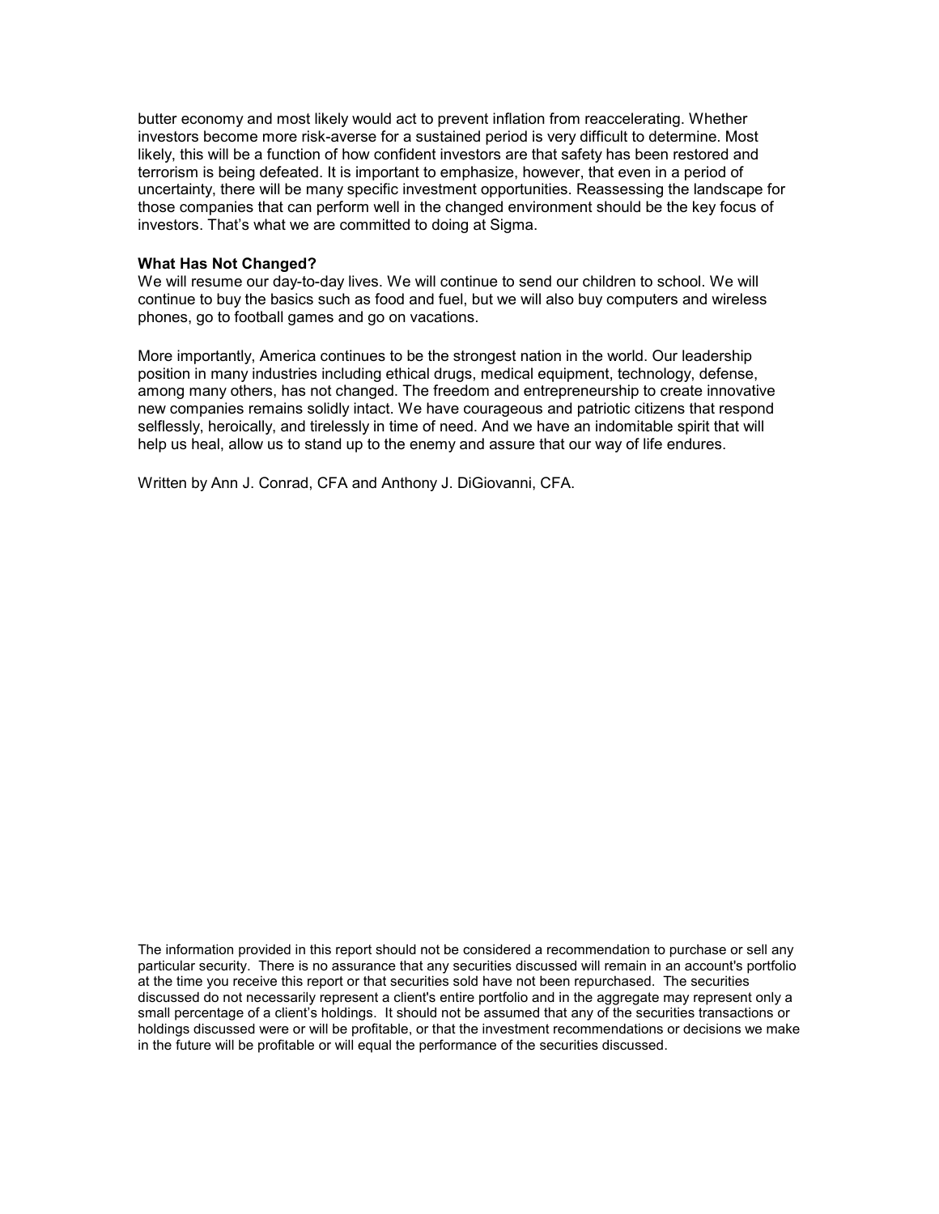butter economy and most likely would act to prevent inflation from reaccelerating. Whether investors become more risk-averse for a sustained period is very difficult to determine. Most likely, this will be a function of how confident investors are that safety has been restored and terrorism is being defeated. It is important to emphasize, however, that even in a period of uncertainty, there will be many specific investment opportunities. Reassessing the landscape for those companies that can perform well in the changed environment should be the key focus of investors. That's what we are committed to doing at Sigma.

**What Has Not Changed?**

We will resume our day-to-day lives. We will continue to send our children to school. We will continue to buy the basics such as food and fuel, but we will also buy computers and wireless phones, go to football games and go on vacations.

More importantly, America continues to be the strongest nation in the world. Our leadership position in many industries including ethical drugs, medical equipment, technology, defense, among many others, has not changed. The freedom and entrepreneurship to create innovative new companies remains solidly intact. We have courageous and patriotic citizens that respond selflessly, heroically, and tirelessly in time of need. And we have an indomitable spirit that will help us heal, allow us to stand up to the enemy and assure that our way of life endures.

Written by Ann J. Conrad, CFA and Anthony J. DiGiovanni, CFA.

The information provided in this report should not be considered a recommendation to purchase or sell any particular security. There is no assurance that any securities discussed will remain in an account's portfolio at the time you receive this report or that securities sold have not been repurchased. The securities discussed do not necessarily represent a client's entire portfolio and in the aggregate may represent only a small percentage of a client's holdings. It should not be assumed that any of the securities transactions or holdings discussed were or will be profitable, or that the investment recommendations or decisions we make in the future will be profitable or will equal the performance of the securities discussed.